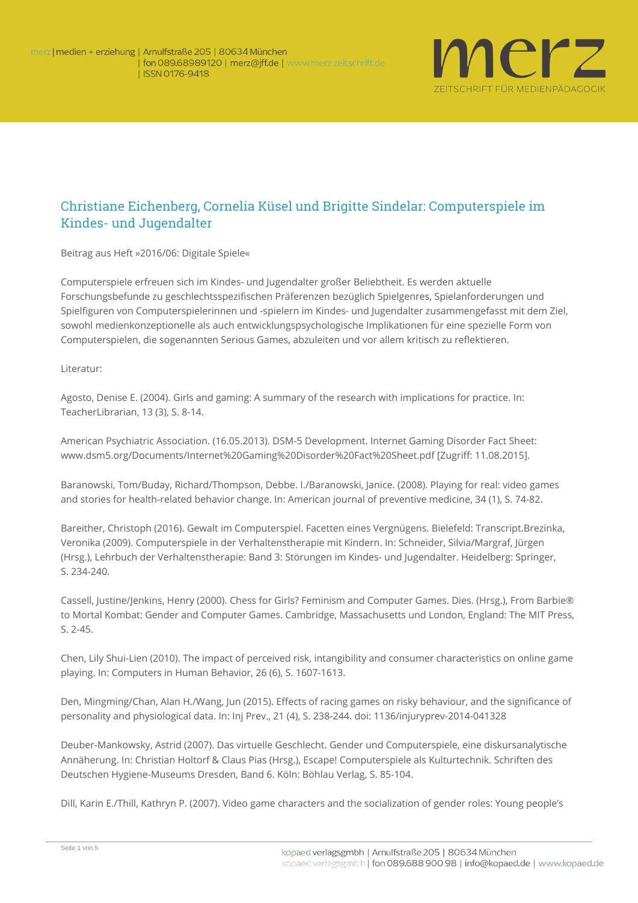# Christiane Eichenberg, Cornelia Küsel und Brigitte Sindelar: Computerspiele im Kindes- und Jugendalter

Beitrag aus Heft »2016/06: Digitale Spiele«

Computerspiele erfreuen sich im Kindes- und Jugendalter großer Beliebtheit. Es werden aktuelle Forschungsbefunde zu geschlechtsspezifischen Präferenzen bezüglich Spielgenres, Spielanforderungen und Spielfiguren von Computerspielerinnen und -spielern im Kindes- und Jugendalter zusammengefasst mit dem Ziel, sowohl medienkonzeptionelle als auch entwicklungspsychologische Implikationen für eine spezielle Form von Computerspielen, die sogenannten Serious Games, abzuleiten und vor allem kritisch zu reflektieren.

Literatur:

Agosto, Denise E. (2004). Girls and gaming: A summary of the research with implications for practice. In: TeacherLibrarian, 13 (3), S. 8-14.

American Psychiatric Association. (16.05.2013). DSM-5 Development. Internet Gaming Disorder Fact Sheet: www.dsm5.org/Documents/Internet%20Gaming%20Disorder%20Fact%20Sheet.pdf [Zugriff: 11.08.2015].

Baranowski, Tom/Buday, Richard/Thompson, Debbe. I./Baranowski, Janice. (2008). Playing for real: video games and stories for health-related behavior change. In: American journal of preventive medicine, 34 (1), S. 74-82.

Bareither, Christoph (2016). Gewalt im Computerspiel. Facetten eines Vergnügens. Bielefeld: Transcript.Brezinka, Veronika (2009). Computerspiele in der Verhaltenstherapie mit Kindern. In: Schneider, Silvia/Margraf, Jürgen (Hrsg.), Lehrbuch der Verhaltenstherapie: Band 3: Störungen im Kindes- und Jugendalter. Heidelberg: Springer, S. 234-240.

Cassell, Justine/Jenkins, Henry (2000). Chess for Girls? Feminism and Computer Games. Dies. (Hrsg.), From Barbie® to Mortal Kombat: Gender and Computer Games. Cambridge, Massachusetts und London, England: The MIT Press, S. 2-45.

Chen, Lily Shui-Lien (2010). The impact of perceived risk, intangibility and consumer characteristics on online game playing. In: Computers in Human Behavior, 26 (6), S. 1607-1613.

Den, Mingming/Chan, Alan H./Wang, Jun (2015). Effects of racing games on risky behaviour, and the significance of personality and physiological data. In: Inj Prev., 21 (4), S. 238-244. doi: 1136/injuryprev-2014-041328

Deuber-Mankowsky, Astrid (2007). Das virtuelle Geschlecht. Gender und Computerspiele, eine diskursanalytische Annäherung. In: Christian Holtorf & Claus Pias (Hrsg.), Escape! Computerspiele als Kulturtechnik. Schriften des Deutschen Hygiene-Museums Dresden, Band 6. Köln: Böhlau Verlag, S. 85-104.

Dill, Karin E./Thill, Kathryn P. (2007). Video game characters and the socialization of gender roles: Young people's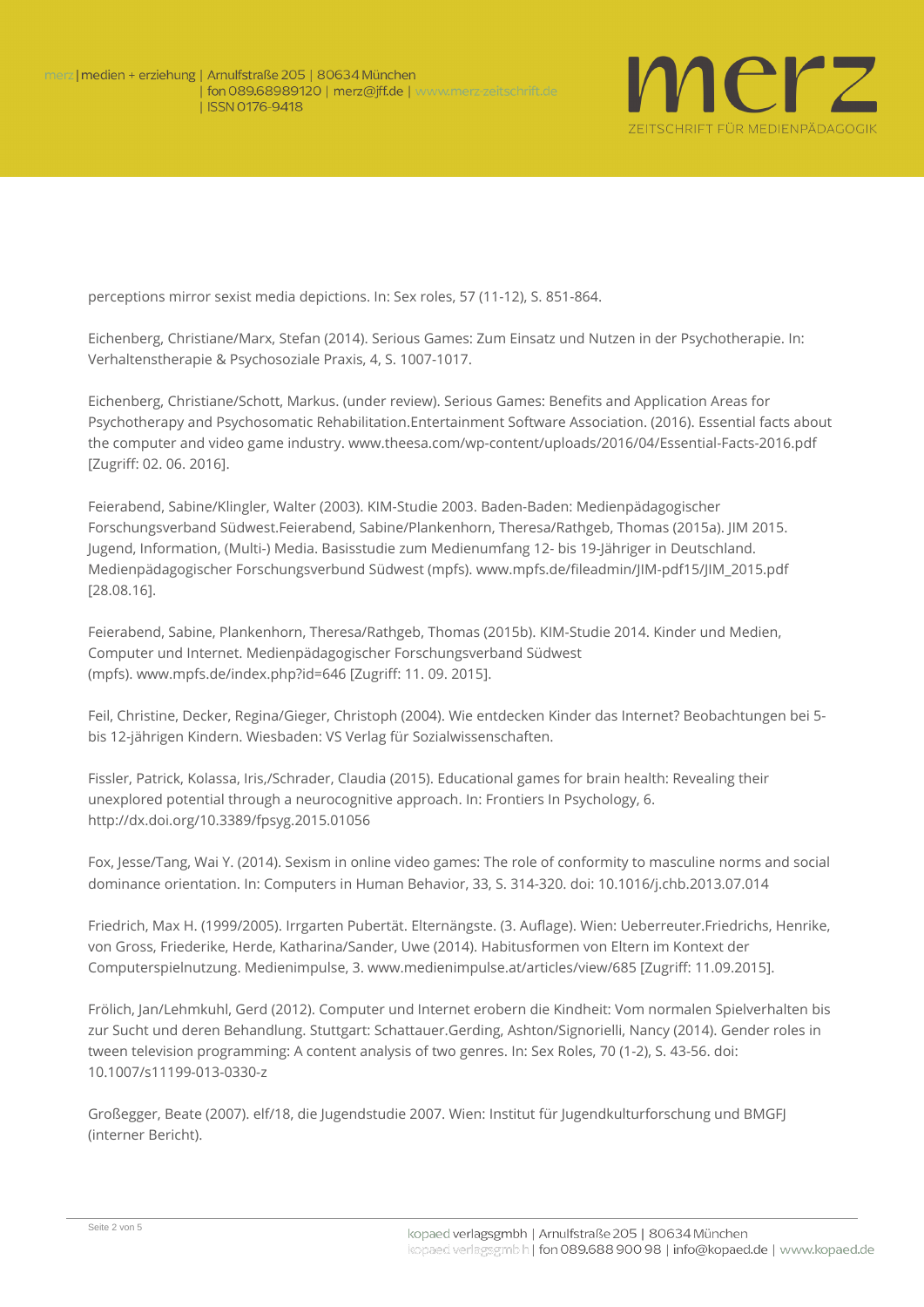perceptions mirror sexist media depictions. In: Sex roles, 57 (11-12), S. 851-864.

Eichenberg, Christiane/Marx, Stefan (2014). Serious Games: Zum Einsatz und Nutzen in der Psychotherapie. In: Verhaltenstherapie & Psychosoziale Praxis, 4, S. 1007-1017.

Eichenberg, Christiane/Schott, Markus. (under review). Serious Games: Benefits and Application Areas for Psychotherapy and Psychosomatic Rehabilitation.Entertainment Software Association. (2016). Essential facts about the computer and video game industry. www.theesa.com/wp-content/uploads/2016/04/Essential-Facts-2016.pdf [Zugriff: 02. 06. 2016].

Feierabend, Sabine/Klingler, Walter (2003). KIM-Studie 2003. Baden-Baden: Medienpädagogischer Forschungsverband Südwest.Feierabend, Sabine/Plankenhorn, Theresa/Rathgeb, Thomas (2015a). JIM 2015. Jugend, Information, (Multi-) Media. Basisstudie zum Medienumfang 12- bis 19-Jähriger in Deutschland. Medienpädagogischer Forschungsverbund Südwest (mpfs). www.mpfs.de/fileadmin/JIM-pdf15/JIM_2015.pdf [28.08.16].

Feierabend, Sabine, Plankenhorn, Theresa/Rathgeb, Thomas (2015b). KIM-Studie 2014. Kinder und Medien, Computer und Internet. Medienpädagogischer Forschungsverband Südwest (mpfs). www.mpfs.de/index.php?id=646 [Zugriff: 11. 09. 2015].

Feil, Christine, Decker, Regina/Gieger, Christoph (2004). Wie entdecken Kinder das Internet? Beobachtungen bei 5- bis 12-jährigen Kindern. Wiesbaden: VS Verlag für Sozialwissenschaften.

Fissler, Patrick, Kolassa, Iris,/Schrader, Claudia (2015). Educational games for brain health: Revealing their unexplored potential through a neurocognitive approach. In: Frontiers In Psychology, 6. http://dx.doi.org/10.3389/fpsyg.2015.01056

Fox, Jesse/Tang, Wai Y. (2014). Sexism in online video games: The role of conformity to masculine norms and social dominance orientation. In: Computers in Human Behavior, 33, S. 314-320. doi: 10.1016/j.chb.2013.07.014

Friedrich, Max H. (1999/2005). Irrgarten Pubertät. Elternängste. (3. Auflage). Wien: Ueberreuter.Friedrichs, Henrike, von Gross, Friederike, Herde, Katharina/Sander, Uwe (2014). Habitusformen von Eltern im Kontext der Computerspielnutzung. Medienimpulse, 3. www.medienimpulse.at/articles/view/685 [Zugriff: 11.09.2015].

Frölich, Jan/Lehmkuhl, Gerd (2012). Computer und Internet erobern die Kindheit: Vom normalen Spielverhalten bis zur Sucht und deren Behandlung. Stuttgart: Schattauer.Gerding, Ashton/Signorielli, Nancy (2014). Gender roles in tween television programming: A content analysis of two genres. In: Sex Roles, 70 (1-2), S. 43-56. doi: 10.1007/s11199-013-0330-z

Großegger, Beate (2007). elf/18, die Jugendstudie 2007. Wien: Institut für Jugendkulturforschung und BMGFJ (interner Bericht).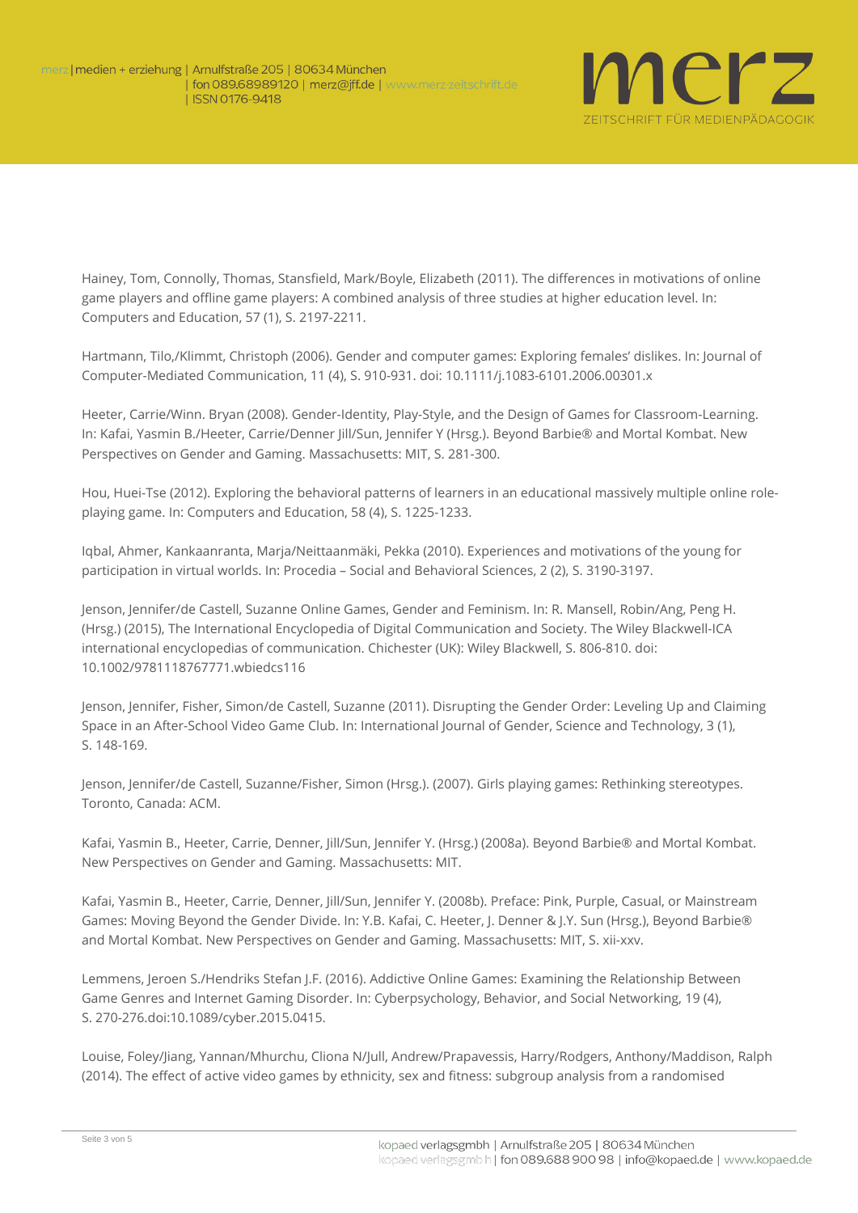Hainey, Tom, Connolly, Thomas, Stansfield, Mark/Boyle, Elizabeth (2011). The differences in motivations of online game players and offline game players: A combined analysis of three studies at higher education level. In: Computers and Education, 57 (1), S. 2197-2211.

Hartmann, Tilo,/Klimmt, Christoph (2006). Gender and computer games: Exploring females' dislikes. In: Journal of Computer-Mediated Communication, 11 (4), S. 910-931. doi: 10.1111/j.1083-6101.2006.00301.x

Heeter, Carrie/Winn. Bryan (2008). Gender-Identity, Play-Style, and the Design of Games for Classroom-Learning. In: Kafai, Yasmin B./Heeter, Carrie/Denner Jill/Sun, Jennifer Y (Hrsg.). Beyond Barbie® and Mortal Kombat. New Perspectives on Gender and Gaming. Massachusetts: MIT, S. 281-300.

Hou, Huei-Tse (2012). Exploring the behavioral patterns of learners in an educational massively multiple online role-playing game. In: Computers and Education, 58 (4), S. 1225-1233.

Iqbal, Ahmer, Kankaanranta, Marja/Neittaanmäki, Pekka (2010). Experiences and motivations of the young for participation in virtual worlds. In: Procedia – Social and Behavioral Sciences, 2 (2), S. 3190-3197.

Jenson, Jennifer/de Castell, Suzanne Online Games, Gender and Feminism. In: R. Mansell, Robin/Ang, Peng H. (Hrsg.) (2015), The International Encyclopedia of Digital Communication and Society. The Wiley Blackwell-ICA international encyclopedias of communication. Chichester (UK): Wiley Blackwell, S. 806-810. doi: 10.1002/9781118767771.wbiedcs116

Jenson, Jennifer, Fisher, Simon/de Castell, Suzanne (2011). Disrupting the Gender Order: Leveling Up and Claiming Space in an After-School Video Game Club. In: International Journal of Gender, Science and Technology, 3 (1), S. 148-169.

Jenson, Jennifer/de Castell, Suzanne/Fisher, Simon (Hrsg.). (2007). Girls playing games: Rethinking stereotypes. Toronto, Canada: ACM.

Kafai, Yasmin B., Heeter, Carrie, Denner, Jill/Sun, Jennifer Y. (Hrsg.) (2008a). Beyond Barbie® and Mortal Kombat. New Perspectives on Gender and Gaming. Massachusetts: MIT.

Kafai, Yasmin B., Heeter, Carrie, Denner, Jill/Sun, Jennifer Y. (2008b). Preface: Pink, Purple, Casual, or Mainstream Games: Moving Beyond the Gender Divide. In: Y.B. Kafai, C. Heeter, J. Denner & J.Y. Sun (Hrsg.), Beyond Barbie® and Mortal Kombat. New Perspectives on Gender and Gaming. Massachusetts: MIT, S. xii-xxv.

Lemmens, Jeroen S./Hendriks Stefan J.F. (2016). Addictive Online Games: Examining the Relationship Between Game Genres and Internet Gaming Disorder. In: Cyberpsychology, Behavior, and Social Networking, 19 (4), S. 270-276.doi:10.1089/cyber.2015.0415.

Louise, Foley/Jiang, Yannan/Mhurchu, Cliona N/Jull, Andrew/Prapavessis, Harry/Rodgers, Anthony/Maddison, Ralph (2014). The effect of active video games by ethnicity, sex and fitness: subgroup analysis from a randomised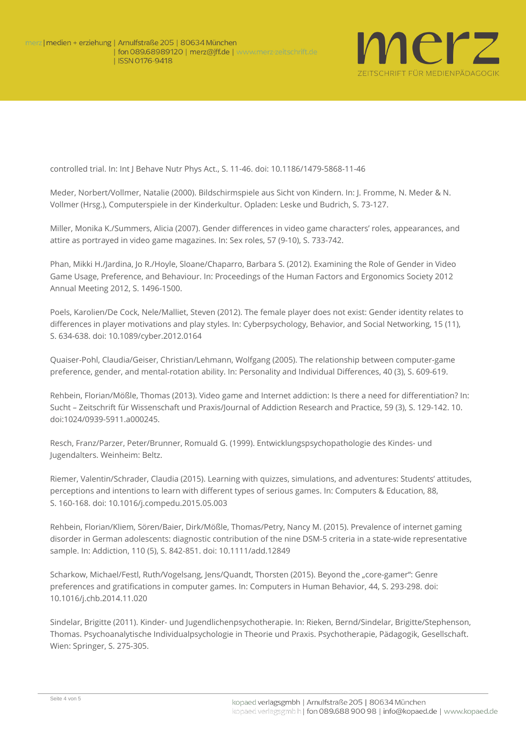controlled trial. In: Int J Behave Nutr Phys Act., S. 11-46. doi: 10.1186/1479-5868-11-46

Meder, Norbert/Vollmer, Natalie (2000). Bildschirmspiele aus Sicht von Kindern. In: J. Fromme, N. Meder & N. Vollmer (Hrsg.), Computerspiele in der Kinderkultur. Opladen: Leske und Budrich, S. 73-127.

Miller, Monika K./Summers, Alicia (2007). Gender differences in video game characters' roles, appearances, and attire as portrayed in video game magazines. In: Sex roles, 57 (9-10), S. 733-742.

Phan, Mikki H./Jardina, Jo R./Hoyle, Sloane/Chaparro, Barbara S. (2012). Examining the Role of Gender in Video Game Usage, Preference, and Behaviour. In: Proceedings of the Human Factors and Ergonomics Society 2012 Annual Meeting 2012, S. 1496-1500.

Poels, Karolien/De Cock, Nele/Malliet, Steven (2012). The female player does not exist: Gender identity relates to differences in player motivations and play styles. In: Cyberpsychology, Behavior, and Social Networking, 15 (11), S. 634-638. doi: 10.1089/cyber.2012.0164

Quaiser-Pohl, Claudia/Geiser, Christian/Lehmann, Wolfgang (2005). The relationship between computer-game preference, gender, and mental-rotation ability. In: Personality and Individual Differences, 40 (3), S. 609-619.

Rehbein, Florian/Mößle, Thomas (2013). Video game and Internet addiction: Is there a need for differentiation? In: Sucht – Zeitschrift für Wissenschaft und Praxis/Journal of Addiction Research and Practice, 59 (3), S. 129-142. 10. doi:1024/0939-5911.a000245.

Resch, Franz/Parzer, Peter/Brunner, Romuald G. (1999). Entwicklungspsychopathologie des Kindes- und Jugendalters. Weinheim: Beltz.

Riemer, Valentin/Schrader, Claudia (2015). Learning with quizzes, simulations, and adventures: Students' attitudes, perceptions and intentions to learn with different types of serious games. In: Computers & Education, 88, S. 160-168. doi: 10.1016/j.compedu.2015.05.003

Rehbein, Florian/Kliem, Sören/Baier, Dirk/Mößle, Thomas/Petry, Nancy M. (2015). Prevalence of internet gaming disorder in German adolescents: diagnostic contribution of the nine DSM-5 criteria in a state-wide representative sample. In: Addiction, 110 (5), S. 842-851. doi: 10.1111/add.12849

Scharkow, Michael/Festl, Ruth/Vogelsang, Jens/Quandt, Thorsten (2015). Beyond the „core-gamer": Genre preferences and gratifications in computer games. In: Computers in Human Behavior, 44, S. 293-298. doi: 10.1016/j.chb.2014.11.020

Sindelar, Brigitte (2011). Kinder- und Jugendlichenpsychotherapie. In: Rieken, Bernd/Sindelar, Brigitte/Stephenson, Thomas. Psychoanalytische Individualpsychologie in Theorie und Praxis. Psychotherapie, Pädagogik, Gesellschaft. Wien: Springer, S. 275-305.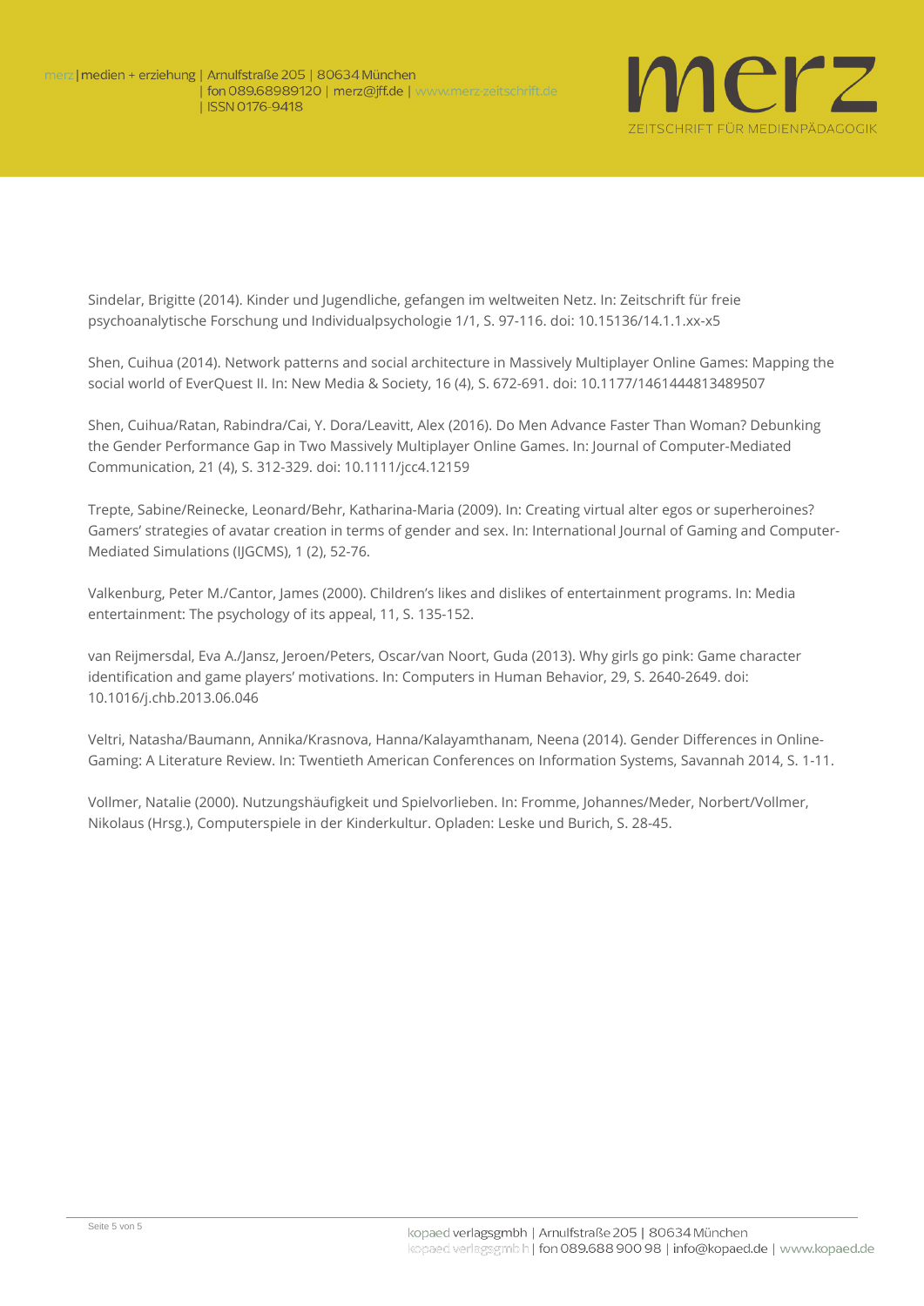Sindelar, Brigitte (2014). Kinder und Jugendliche, gefangen im weltweiten Netz. In: Zeitschrift für freie psychoanalytische Forschung und Individualpsychologie 1/1, S. 97-116. doi: 10.15136/14.1.1.xx-x5

Shen, Cuihua (2014). Network patterns and social architecture in Massively Multiplayer Online Games: Mapping the social world of EverQuest II. In: New Media & Society, 16 (4), S. 672-691. doi: 10.1177/1461444813489507

Shen, Cuihua/Ratan, Rabindra/Cai, Y. Dora/Leavitt, Alex (2016). Do Men Advance Faster Than Woman? Debunking the Gender Performance Gap in Two Massively Multiplayer Online Games. In: Journal of Computer-Mediated Communication, 21 (4), S. 312-329. doi: 10.1111/jcc4.12159

Trepte, Sabine/Reinecke, Leonard/Behr, Katharina-Maria (2009). In: Creating virtual alter egos or superheroines? Gamers' strategies of avatar creation in terms of gender and sex. In: International Journal of Gaming and Computer-Mediated Simulations (IJGCMS), 1 (2), 52-76.

Valkenburg, Peter M./Cantor, James (2000). Children's likes and dislikes of entertainment programs. In: Media entertainment: The psychology of its appeal, 11, S. 135-152.

van Reijmersdal, Eva A./Jansz, Jeroen/Peters, Oscar/van Noort, Guda (2013). Why girls go pink: Game character identification and game players' motivations. In: Computers in Human Behavior, 29, S. 2640-2649. doi: 10.1016/j.chb.2013.06.046

Veltri, Natasha/Baumann, Annika/Krasnova, Hanna/Kalayamthanam, Neena (2014). Gender Differences in Online-Gaming: A Literature Review. In: Twentieth American Conferences on Information Systems, Savannah 2014, S. 1-11.

Vollmer, Natalie (2000). Nutzungshäufigkeit und Spielvorlieben. In: Fromme, Johannes/Meder, Norbert/Vollmer, Nikolaus (Hrsg.), Computerspiele in der Kinderkultur. Opladen: Leske und Burich, S. 28-45.